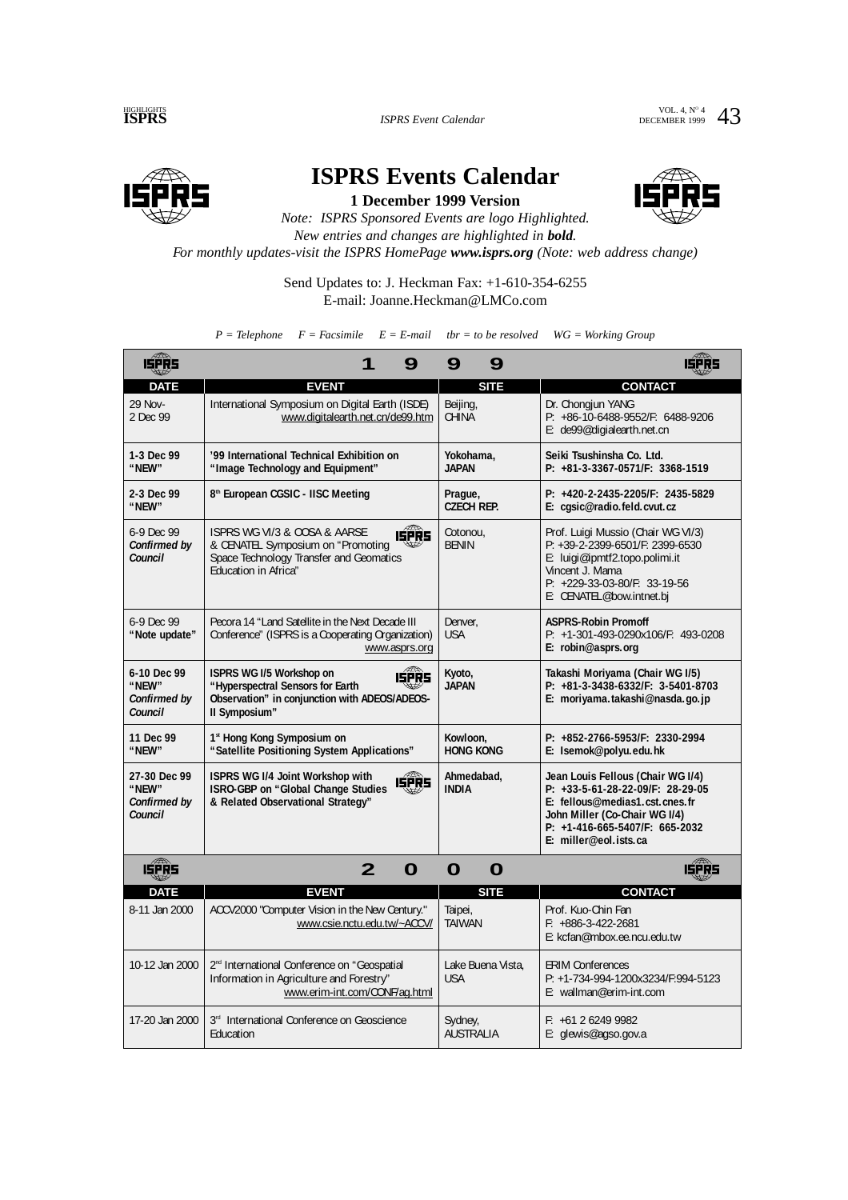# ISPRS Events Calendar

**1 December 1999 Version**

*Note: ISPRS Sponsored Events are logo Highlighted.*
*New entries and changes are highlighted in **bold**.*
*For monthly updates-visit the ISPRS HomePage **www.isprs.org** (Note: web address change)*

Send Updates to: J. Heckman Fax: +1-610-354-6255
E-mail: Joanne.Heckman@LMCo.com

*P = Telephone F = Facsimile E = E-mail tbr = to be resolved WG = Working Group*

## 1999

| DATE | EVENT | SITE | CONTACT |
|---|---|---|---|
| 29 Nov-2 Dec 99 | International Symposium on Digital Earth (ISDE) www.digitalearth.net.cn/de99.htm | Beijing, CHINA | Dr. Chongjun YANG P: +86-10-6488-9552/F: 6488-9206 E: de99@digialearth.net.cn |
| **1-3 Dec 99 "NEW"** | **'99 International Technical Exhibition on "Image Technology and Equipment"** | **Yokohama, JAPAN** | **Seiki Tsushinsha Co. Ltd. P: +81-3-3367-0571/F: 3368-1519** |
| **2-3 Dec 99 "NEW"** | **8th European CGSIC - IISC Meeting** | **Prague, CZECH REP.** | **P: +420-2-2435-2205/F: 2435-5829 E: cgsic@radio.feld.cvut.cz** |
| 6-9 Dec 99 ***Confirmed by Council*** | ISPRS WG VI/3 & OOSA & AARSE & CENATEL Symposium on "Promoting Space Technology Transfer and Geomatics Education in Africa" | Cotonou, BENIN | Prof. Luigi Mussio (Chair WG VI/3) P: +39-2-2399-6501/F: 2399-6530 E: luigi@ipmtf2.topo.polimi.it Vincent J. Mama P: +229-33-03-80/F: 33-19-56 E: CENATEL@bow.intnet.bj |
| 6-9 Dec 99 **"Note update"** | Pecora 14 "Land Satellite in the Next Decade III Conference" (ISPRS is a Cooperating Organization) www.asprs.org | Denver, USA | **ASPRS-Robin Promoff** P: +1-301-493-0290x106/F: 493-0208 **E: robin@asprs.org** |
| **6-10 Dec 99 "NEW"** ***Confirmed by Council*** | **ISPRS WG I/5 Workshop on "Hyperspectral Sensors for Earth Observation" in conjunction with ADEOS/ADEOS-II Symposium"** | **Kyoto, JAPAN** | **Takashi Moriyama (Chair WG I/5) P: +81-3-3438-6332/F: 3-5401-8703 E: moriyama.takashi@nasda.go.jp** |
| **11 Dec 99 "NEW"** | **1st Hong Kong Symposium on "Satellite Positioning System Applications"** | **Kowloon, HONG KONG** | **P: +852-2766-5953/F: 2330-2994 E: lsemok@polyu.edu.hk** |
| **27-30 Dec 99 "NEW"** ***Confirmed by Council*** | **ISPRS WG I/4 Joint Workshop with ISRO-GBP on "Global Change Studies & Related Observational Strategy"** | **Ahmedabad, INDIA** | **Jean Louis Fellous (Chair WG I/4) P: +33-5-61-28-22-09/F: 28-29-05 E: fellous@medias1.cst.cnes.fr John Miller (Co-Chair WG I/4) P: +1-416-665-5407/F: 665-2032 E: miller@eol.ists.ca** |

## 2000

| DATE | EVENT | SITE | CONTACT |
|---|---|---|---|
| 8-11 Jan 2000 | ACCV2000 "Computer Vision in the New Century." www.csie.nctu.edu.tw/~ACCV/ | Taipei, TAIWAN | Prof. Kuo-Chin Fan F: +886-3-422-2681 E: kcfan@mbox.ee.ncu.edu.tw |
| 10-12 Jan 2000 | 2nd International Conference on "Geospatial Information in Agriculture and Forestry" www.erim-int.com/CONF/ag.html | Lake Buena Vista, USA | ERIM Conferences P: +1-734-994-1200x3234/F:994-5123 E: wallman@erim-int.com |
| 17-20 Jan 2000 | 3rd International Conference on Geoscience Education | Sydney, AUSTRALIA | F: +61 2 6249 9982 E: glewis@agso.gov.a |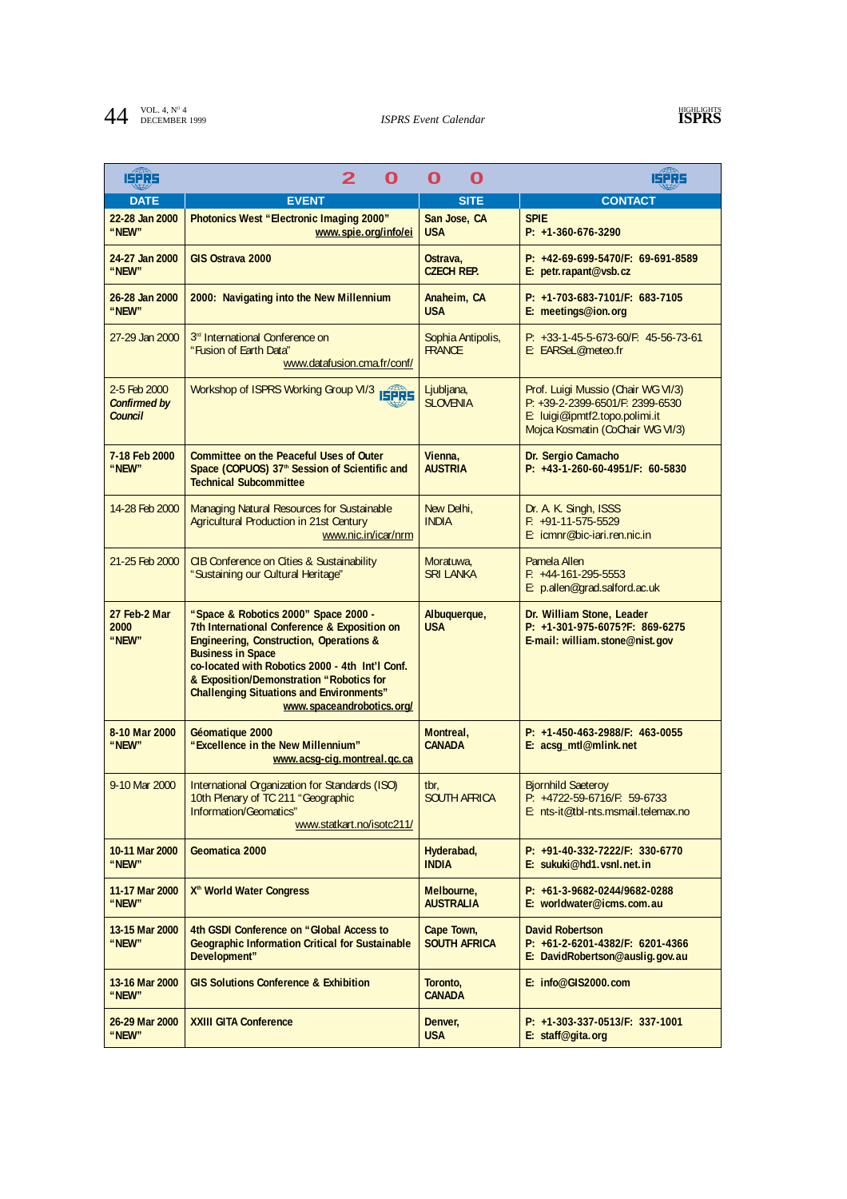# 2000

| DATE | EVENT | SITE | CONTACT |
|---|---|---|---|
| **22-28 Jan 2000 "NEW"** | **Photonics West "Electronic Imaging 2000"** **www.spie.org/info/ei** | **San Jose, CA USA** | **SPIE P: +1-360-676-3290** |
| **24-27 Jan 2000 "NEW"** | **GIS Ostrava 2000** | **Ostrava, CZECH REP.** | **P: +42-69-699-5470/F: 69-691-8589 E: petr.rapant@vsb.cz** |
| **26-28 Jan 2000 "NEW"** | **2000: Navigating into the New Millennium** | **Anaheim, CA USA** | **P: +1-703-683-7101/F: 683-7105 E: meetings@ion.org** |
| 27-29 Jan 2000 | 3rd International Conference on "Fusion of Earth Data" www.datafusion.cma.fr/conf/ | Sophia Antipolis, FRANCE | P: +33-1-45-5-673-60/F: 45-56-73-61 E: EARSeL@meteo.fr |
| 2-5 Feb 2000 ***Confirmed by Council*** | Workshop of ISPRS Working Group VI/3 | Ljubljana, SLOVENIA | Prof. Luigi Mussio (Chair WG VI/3) P: +39-2-2399-6501/F: 2399-6530 E: luigi@ipmtf2.topo.polimi.it Mojca Kosmatin (CoChair WG VI/3) |
| **7-18 Feb 2000 "NEW"** | **Committee on the Peaceful Uses of Outer Space (COPUOS) 37th Session of Scientific and Technical Subcommittee** | **Vienna, AUSTRIA** | **Dr. Sergio Camacho P: +43-1-260-60-4951/F: 60-5830** |
| 14-28 Feb 2000 | Managing Natural Resources for Sustainable Agricultural Production in 21st Century www.nic.in/icar/nrm | New Delhi, INDIA | Dr. A. K. Singh, ISSS F: +91-11-575-5529 E: icmnr@bic-iari.ren.nic.in |
| 21-25 Feb 2000 | CIB Conference on Cities & Sustainability "Sustaining our Cultural Heritage" | Moratuwa, SRI LANKA | Pamela Allen F: +44-161-295-5553 E: p.allen@grad.salford.ac.uk |
| **27 Feb-2 Mar 2000 "NEW"** | **"Space & Robotics 2000" Space 2000 - 7th International Conference & Exposition on Engineering, Construction, Operations & Business in Space co-located with Robotics 2000 - 4th Int'l Conf. & Exposition/Demonstration "Robotics for Challenging Situations and Environments"** **www.spaceandrobotics.org/** | **Albuquerque, USA** | **Dr. William Stone, Leader P: +1-301-975-6075?F: 869-6275 E-mail: william.stone@nist.gov** |
| **8-10 Mar 2000 "NEW"** | **Géomatique 2000 "Excellence in the New Millennium"** **www.acsg-cig.montreal.qc.ca** | **Montreal, CANADA** | **P: +1-450-463-2988/F: 463-0055 E: acsg_mtl@mlink.net** |
| 9-10 Mar 2000 | International Organization for Standards (ISO) 10th Plenary of TC 211 "Geographic Information/Geomatics" www.statkart.no/isotc211/ | tbr, SOUTH AFRICA | Bjornhild Saeteroy P: +4722-59-6716/F: 59-6733 E: nts-it@tbl-nts.msmail.telemax.no |
| **10-11 Mar 2000 "NEW"** | **Geomatica 2000** | **Hyderabad, INDIA** | **P: +91-40-332-7222/F: 330-6770 E: sukuki@hd1.vsnl.net.in** |
| **11-17 Mar 2000 "NEW"** | **Xth World Water Congress** | **Melbourne, AUSTRALIA** | **P: +61-3-9682-0244/9682-0288 E: worldwater@icms.com.au** |
| **13-15 Mar 2000 "NEW"** | **4th GSDI Conference on "Global Access to Geographic Information Critical for Sustainable Development"** | **Cape Town, SOUTH AFRICA** | **David Robertson P: +61-2-6201-4382/F: 6201-4366 E: DavidRobertson@auslig.gov.au** |
| **13-16 Mar 2000 "NEW"** | **GIS Solutions Conference & Exhibition** | **Toronto, CANADA** | **E: info@GIS2000.com** |
| **26-29 Mar 2000 "NEW"** | **XXIII GITA Conference** | **Denver, USA** | **P: +1-303-337-0513/F: 337-1001 E: staff@gita.org** |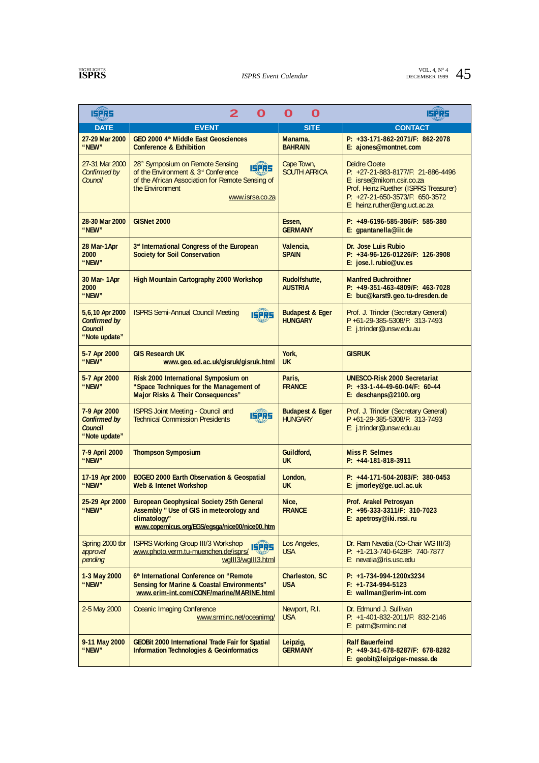# 2000

| DATE | EVENT | SITE | CONTACT |
|---|---|---|---|
| **27-29 Mar 2000 "NEW"** | **GEO 2000 4th Middle East Geosciences Conference & Exhibition** | **Manama, BAHRAIN** | **P: +33-171-862-2071/F: 862-2078 E: ajones@montnet.com** |
| 27-31 Mar 2000 *Confirmed by Council* | 28th Symposium on Remote Sensing of the Environment & 3rd Conference of the African Association for Remote Sensing of the Environment www.isrse.co.za | Cape Town, SOUTH AFRICA | Deidre Cloete P: +27-21-883-8177/F: 21-886-4496 E: isrse@mikom.csir.co.za Prof. Heinz Ruether (ISPRS Treasurer) P: +27-21-650-3573/F: 650-3572 E: heinz.ruther@eng.uct.ac.za |
| **28-30 Mar 2000 "NEW"** | **GISNet 2000** | **Essen, GERMANY** | **P: +49-6196-585-386/F: 585-380 E: gpantanella@iir.de** |
| **28 Mar-1Apr 2000 "NEW"** | **3rd International Congress of the European Society for Soil Conservation** | **Valencia, SPAIN** | **Dr. Jose Luis Rubio P: +34-96-126-01226/F: 126-3908 E: jose.l.rubio@uv.es** |
| **30 Mar- 1Apr 2000 "NEW"** | **High Mountain Cartography 2000 Workshop** | **Rudolfshutte, AUSTRIA** | **Manfred Buchroithner P: +49-351-463-4809/F: 463-7028 E: buc@karst9.geo.tu-dresden.de** |
| **5,6,10 Apr 2000** ***Confirmed by Council*** **"Note update"** | ISPRS Semi-Annual Council Meeting | **Budapest & Eger HUNGARY** | Prof. J. Trinder (Secretary General) P +61-29-385-5308/F: 313-7493 E: j.trinder@unsw.edu.au |
| **5-7 Apr 2000 "NEW"** | **GIS Research UK www.geo.ed.ac.uk/gisruk/gisruk.html** | **York, UK** | **GISRUK** |
| **5-7 Apr 2000 "NEW"** | **Risk 2000 International Symposium on "Space Techniques for the Management of Major Risks & Their Consequences"** | **Paris, FRANCE** | **UNESCO-Risk 2000 Secretariat P: +33-1-44-49-60-04/F: 60-44 E: deschanps@2100.org** |
| **7-9 Apr 2000** ***Confirmed by Council*** **"Note update"** | ISPRS Joint Meeting - Council and Technical Commission Presidents | **Budapest & Eger** HUNGARY | Prof. J. Trinder (Secretary General) P +61-29-385-5308/F: 313-7493 E: j.trinder@unsw.edu.au |
| **7-9 April 2000 "NEW"** | **Thompson Symposium** | **Guildford, UK** | **Miss P. Selmes P: +44-181-818-3911** |
| **17-19 Apr 2000 "NEW"** | **EOGEO 2000 Earth Observation & Geospatial Web & Intenet Workshop** | **London, UK** | **P: +44-171-504-2083/F: 380-0453 E: jmorley@ge.ucl.ac.uk** |
| **25-29 Apr 2000 "NEW"** | **European Geophysical Society 25th General Assembly " Use of GIS in meteorology and climatology" www.copernicus.org/EGS/egsga/nice00/nice00.htm** | **Nice, FRANCE** | **Prof. Arakel Petrosyan P: +95-333-3311/F: 310-7023 E: apetrosy@iki.rssi.ru** |
| Spring 2000 tbr *approval pending* | ISPRS Working Group III/3 Workshop www.photo.verm.tu-muenchen.de/isprs/wgIII3/wgIII3.html | Los Angeles, USA | Dr. Ram Nevatia (Co-Chair WG III/3) P: +1-213-740-6428F: 740-7877 E: nevatia@iris.usc.edu |
| **1-3 May 2000 "NEW"** | **6th International Conference on "Remote Sensing for Marine & Coastal Environments" www.erim-int.com/CONF/marine/MARINE.html** | **Charleston, SC USA** | **P: +1-734-994-1200x3234 F: +1-734-994-5123 E: wallman@erim-int.com** |
| 2-5 May 2000 | Oceanic Imaging Conference www.srminc.net/oceanimg/ | Newport, R.I. USA | Dr. Edmund J. Sullivan P: +1-401-832-2011/F: 832-2146 E: patm@srminc.net |
| **9-11 May 2000 "NEW"** | **GEOBit 2000 International Trade Fair for Spatial Information Technologies & Geoinformatics** | **Leipzig, GERMANY** | **Ralf Bauerfeind P: +49-341-678-8287/F: 678-8282 E: geobit@leipziger-messe.de** |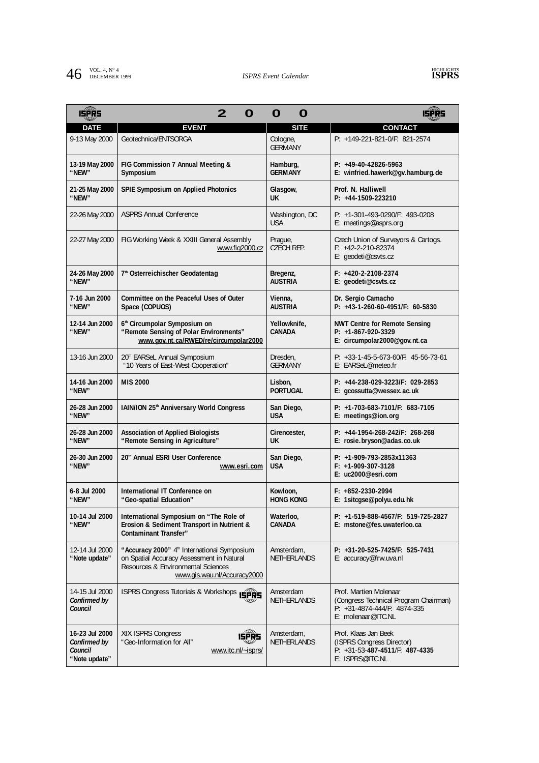# 2000

| DATE | EVENT | SITE | CONTACT |
|---|---|---|---|
| 9-13 May 2000 | Geotechnica/ENTSORGA | Cologne, GERMANY | P: +149-221-821-0/F: 821-2574 |
| **13-19 May 2000 "NEW"** | **FIG Commission 7 Annual Meeting & Symposium** | **Hamburg, GERMANY** | **P: +49-40-42826-5963 E: winfried.hawerk@gv.hamburg.de** |
| **21-25 May 2000 "NEW"** | **SPIE Symposium on Applied Photonics** | **Glasgow, UK** | **Prof. N. Halliwell P: +44-1509-223210** |
| 22-26 May 2000 | ASPRS Annual Conference | Washington, DC USA | P: +1-301-493-0290/F: 493-0208 E: meetings@asprs.org |
| 22-27 May 2000 | FIG Working Week & XXIII General Assembly www.fig2000.cz | Prague, CZECH REP. | Czech Union of Surveyors & Cartogs. F: +42-2-210-82374 E: geodeti@csvts.cz |
| **24-26 May 2000 "NEW"** | **7th Osterreichischer Geodatentag** | **Bregenz, AUSTRIA** | **F: +420-2-2108-2374 E: geodeti@csvts.cz** |
| **7-16 Jun 2000 "NEW"** | **Committee on the Peaceful Uses of Outer Space (COPUOS)** | **Vienna, AUSTRIA** | **Dr. Sergio Camacho P: +43-1-260-60-4951/F: 60-5830** |
| **12-14 Jun 2000 "NEW"** | **6th Circumpolar Symposium on "Remote Sensing of Polar Environments" www.gov.nt.ca/RWED/re/circumpolar2000** | **Yellowknife, CANADA** | **NWT Centre for Remote Sensing P: +1-867-920-3329 E: circumpolar2000@gov.nt.ca** |
| 13-16 Jun 2000 | 20th EARSeL Annual Symposium "10 Years of East-West Cooperation" | Dresden, GERMANY | P: +33-1-45-5-673-60/F: 45-56-73-61 E: EARSeL@meteo.fr |
| **14-16 Jun 2000 "NEW"** | **MIS 2000** | **Lisbon, PORTUGAL** | **P: +44-238-029-3223/F: 029-2853 E: gcossutta@wessex.ac.uk** |
| **26-28 Jun 2000 "NEW"** | **IAIN/ION 25th Anniversary World Congress** | **San Diego, USA** | **P: +1-703-683-7101/F: 683-7105 E: meetings@ion.org** |
| **26-28 Jun 2000 "NEW"** | **Association of Applied Biologists "Remote Sensing in Agriculture"** | **Cirencester, UK** | **P: +44-1954-268-242/F: 268-268 E: rosie.bryson@adas.co.uk** |
| **26-30 Jun 2000 "NEW"** | **20th Annual ESRI User Conference www.esri.com** | **San Diego, USA** | **P: +1-909-793-2853x11363 F: +1-909-307-3128 E: uc2000@esri.com** |
| **6-8 Jul 2000 "NEW"** | **International IT Conference on "Geo-spatial Education"** | **Kowloon, HONG KONG** | **F: +852-2330-2994 E: 1sitcgse@polyu.edu.hk** |
| **10-14 Jul 2000 "NEW"** | **International Symposium on "The Role of Erosion & Sediment Transport in Nutrient & Contaminant Transfer"** | **Waterloo, CANADA** | **P: +1-519-888-4567/F: 519-725-2827 E: mstone@fes.uwaterloo.ca** |
| 12-14 Jul 2000 **"Note update"** | **"Accuracy 2000"** 4th International Symposium on Spatial Accuracy Assessment in Natural Resources & Environmental Sciences www.gis.wau.nl/Accuracy2000 | Amsterdam, NETHERLANDS | **P: +31-20-525-7425/F: 525-7431** E: accuracy@frw.uva.nl |
| 14-15 Jul 2000 ***Confirmed by Council*** | ISPRS Congress Tutorials & Workshops | Amsterdam NETHERLANDS | Prof. Martien Molenaar (Congress Technical Program Chairman) P: +31-4874-444/F: 4874-335 E: molenaar@ITC.NL |
| **16-23 Jul 2000** ***Confirmed by Council*** **"Note update"** | XIX ISPRS Congress "Geo-Information for All" www.itc.nl/~isprs/ | Amsterdam, NETHERLANDS | Prof. Klaas Jan Beek (ISPRS Congress Director) P: +31-53-**487-4511**/F: **487-4335** E: ISPRS@ITC.NL |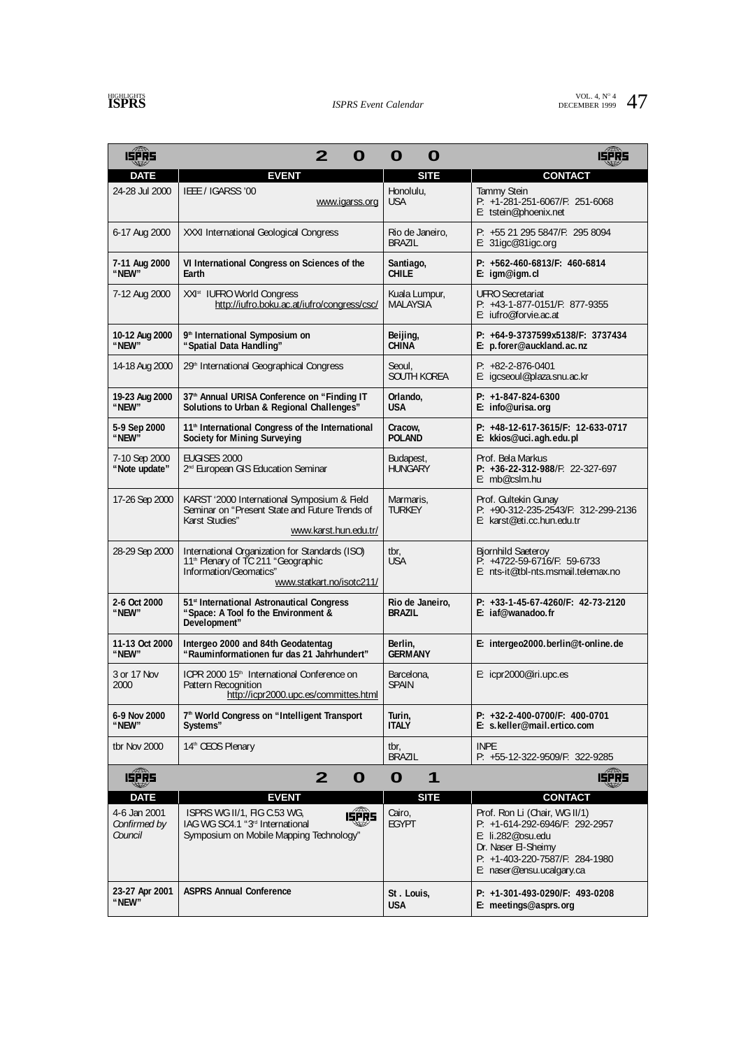## 2000

| DATE | EVENT | SITE | CONTACT |
|---|---|---|---|
| 24-28 Jul 2000 | IEEE / IGARSS '00 www.igarss.org | Honolulu, USA | Tammy Stein P: +1-281-251-6067/F: 251-6068 E: tstein@phoenix.net |
| 6-17 Aug 2000 | XXXI International Geological Congress | Rio de Janeiro, BRAZIL | P: +55 21 295 5847/F: 295 8094 E: 31igc@31igc.org |
| **7-11 Aug 2000 "NEW"** | **VI International Congress on Sciences of the Earth** | **Santiago, CHILE** | **P: +562-460-6813/F: 460-6814 E: igm@igm.cl** |
| 7-12 Aug 2000 | XXI[st] IUFRO World Congress http://iufro.boku.ac.at/iufro/congress/csc/ | Kuala Lumpur, MALAYSIA | UFRO Secretariat P: +43-1-877-0151/F: 877-9355 E: iufro@forvie.ac.at |
| **10-12 Aug 2000 "NEW"** | **9[th] International Symposium on "Spatial Data Handling"** | **Beijing, CHINA** | **P: +64-9-3737599x5138/F: 3737434 E: p.forer@auckland.ac.nz** |
| 14-18 Aug 2000 | 29[th] International Geographical Congress | Seoul, SOUTH KOREA | P: +82-2-876-0401 E: igcseoul@plaza.snu.ac.kr |
| **19-23 Aug 2000 "NEW"** | **37[th] Annual URISA Conference on "Finding IT Solutions to Urban & Regional Challenges"** | **Orlando, USA** | **P: +1-847-824-6300 E: info@urisa.org** |
| **5-9 Sep 2000 "NEW"** | **11[th] International Congress of the International Society for Mining Surveying** | **Cracow, POLAND** | **P: +48-12-617-3615/F: 12-633-0717 E: kkios@uci.agh.edu.pl** |
| 7-10 Sep 2000 **"Note update"** | EUGISES 2000 2[nd] European GIS Education Seminar | Budapest, HUNGARY | Prof. Bela Markus **P: +36-22-312-988**/F: 22-327-697 E: mb@cslm.hu |
| 17-26 Sep 2000 | KARST '2000 International Symposium & Field Seminar on "Present State and Future Trends of Karst Studies" www.karst.hun.edu.tr/ | Marmaris, TURKEY | Prof. Gultekin Gunay P: +90-312-235-2543/F: 312-299-2136 E: karst@eti.cc.hun.edu.tr |
| 28-29 Sep 2000 | International Organization for Standards (ISO) 11[th] Plenary of TC 211 "Geographic Information/Geomatics" www.statkart.no/isotc211/ | tbr, USA | Bjornhild Saeteroy P: +4722-59-6716/F: 59-6733 E: nts-it@tbl-nts.msmail.telemax.no |
| **2-6 Oct 2000 "NEW"** | **51[st] International Astronautical Congress "Space: A Tool fo the Environment & Development"** | **Rio de Janeiro, BRAZIL** | **P: +33-1-45-67-4260/F: 42-73-2120 E: iaf@wanadoo.fr** |
| **11-13 Oct 2000 "NEW"** | **Intergeo 2000 and 84th Geodatentag "Rauminformationen fur das 21 Jahrhundert"** | **Berlin, GERMANY** | **E: intergeo2000.berlin@t-online.de** |
| 3 or 17 Nov 2000 | ICPR 2000 15[th] International Conference on Pattern Recognition http://icpr2000.upc.es/committes.html | Barcelona, SPAIN | E: icpr2000@iri.upc.es |
| **6-9 Nov 2000 "NEW"** | **7[th] World Congress on "Intelligent Transport Systems"** | **Turin, ITALY** | **P: +32-2-400-0700/F: 400-0701 E: s.keller@mail.ertico.com** |
| tbr Nov 2000 | 14[th] CEOS Plenary | tbr, BRAZIL | INPE P: +55-12-322-9509/F: 322-9285 |

## 2001

| DATE | EVENT | SITE | CONTACT |
|---|---|---|---|
| 4-6 Jan 2001 *Confirmed by Council* | ISPRS WG II/1, FIG C.53 WG, IAG WG SC4.1 "3[rd] International Symposium on Mobile Mapping Technology" | Cairo, EGYPT | Prof. Ron Li (Chair, WG II/1) P: +1-614-292-6946/F: 292-2957 E: li.282@osu.edu Dr. Naser El-Sheimy P: +1-403-220-7587/F: 284-1980 E: naser@ensu.ucalgary.ca |
| **23-27 Apr 2001 "NEW"** | **ASPRS Annual Conference** | **St . Louis, USA** | **P: +1-301-493-0290/F: 493-0208 E: meetings@asprs.org** |